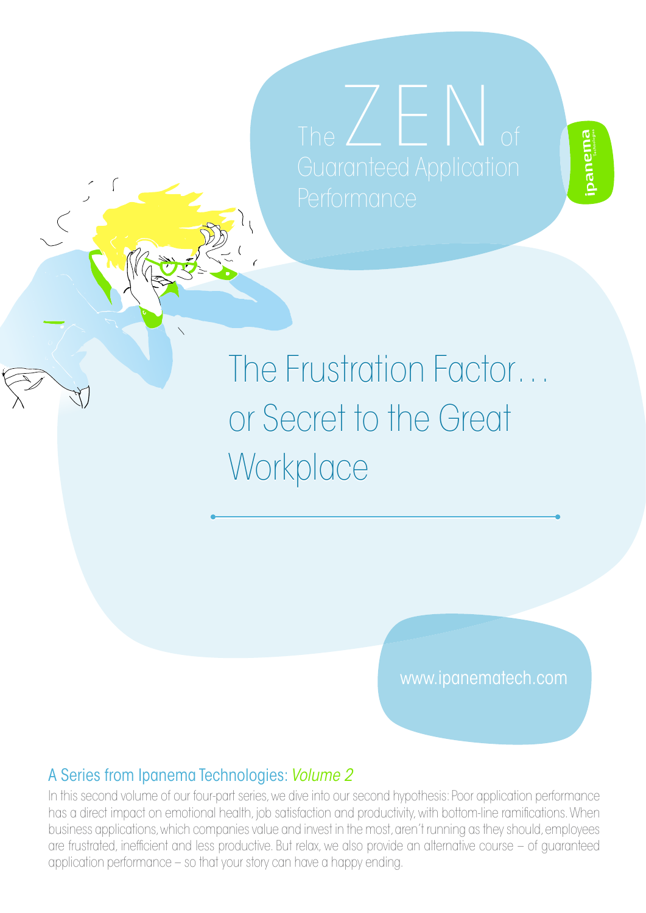# The ZEN of Guaranteed Application Performance

ipanema Technologies

## The Frustration Factor… or Secret to the Great Workplace

www.ipanematech.com

### A Series from Ipanema Technologies: *Volume 2*

In this second volume of our four-part series, we dive into our second hypothesis: Poor application performance has a direct impact on emotional health, job satisfaction and productivity, with bottom-line ramifications. When business applications, which companies value and invest in the most, aren't running as they should, employees are frustrated, inefficient and less productive. But relax, we also provide an alternative course – of guaranteed application performance – so that your story can have a happy ending.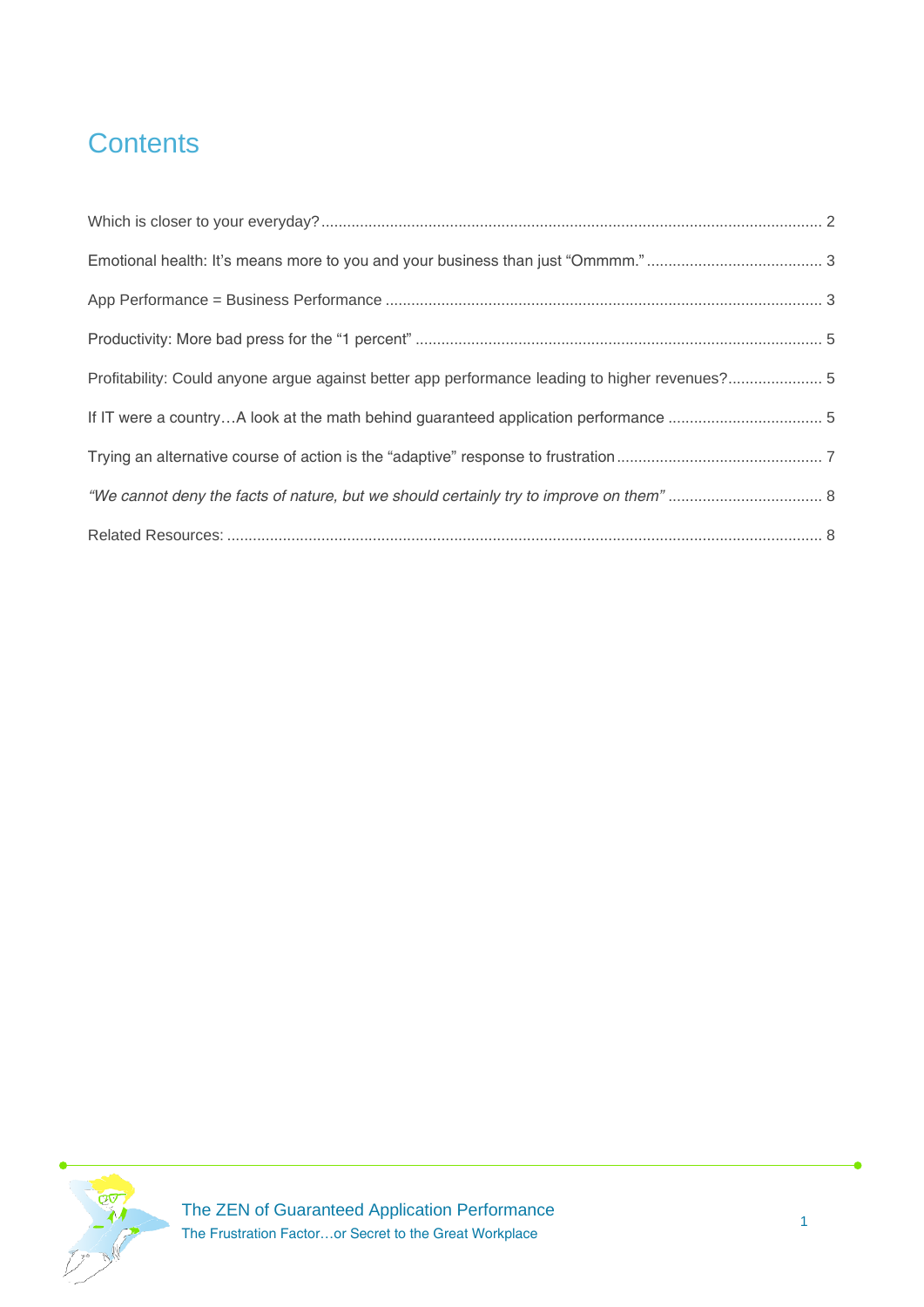# Contents

Which is closer to your everyday? ........................................................................................................................ 2

Emotional health: It's means more to you and your business than just "Ommmm." ......................................... 3

App Performance = Business Performance ..................................................................................................... 3

Productivity: More bad press for the "1 percent" .............................................................................................. 5

Profitability: Could anyone argue against better app performance leading to higher revenues?...................... 5

If IT were a country…A look at the math behind guaranteed application performance .................................... 5

Trying an alternative course of action is the "adaptive" response to frustration ................................................ 7

*"We cannot deny the facts of nature, but we should certainly try to improve on them"* .................................... 8

Related Resources: ........................................................................................................................................... 8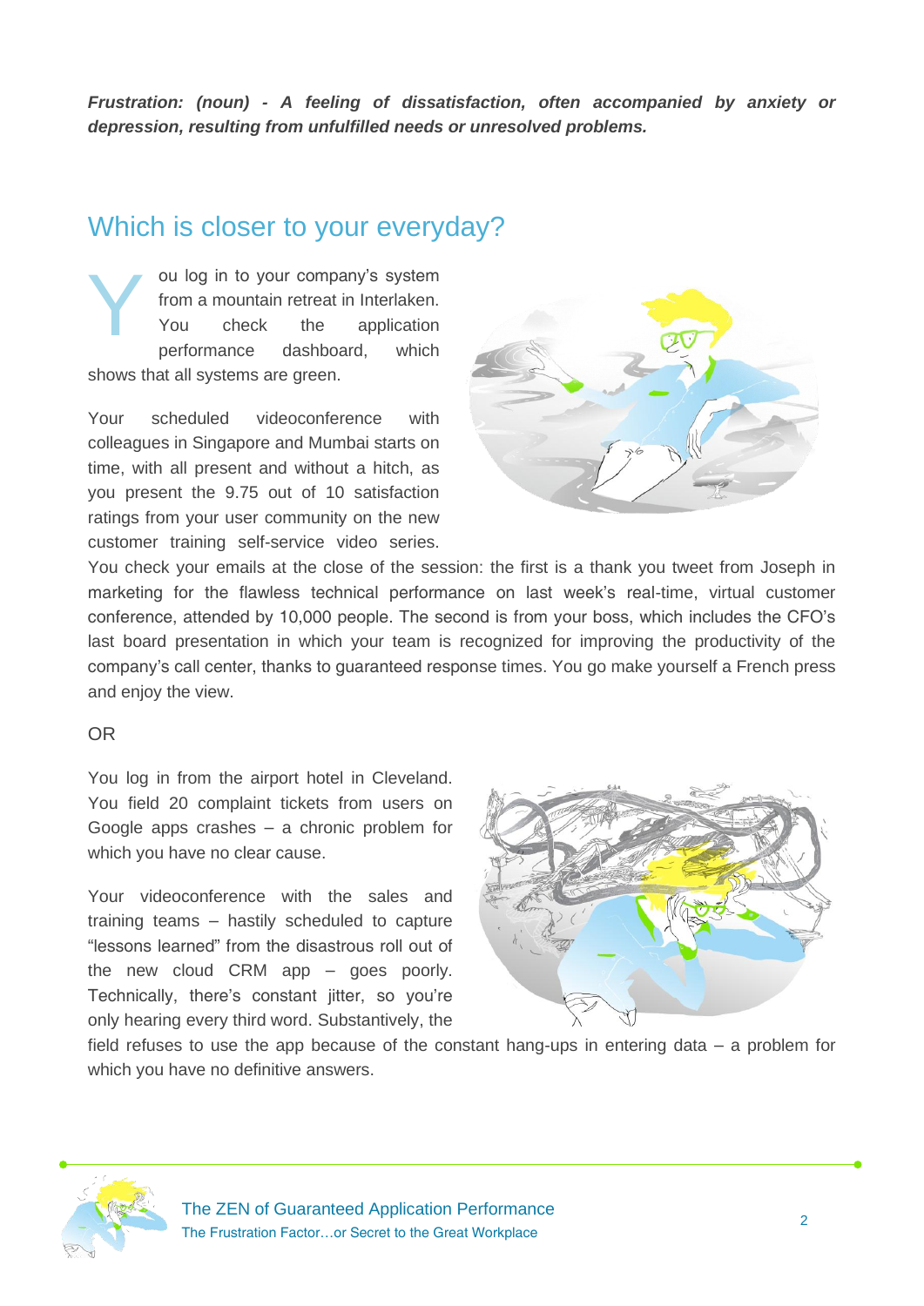***Frustration: (noun) - A feeling of dissatisfaction, often accompanied by anxiety or depression, resulting from unfulfilled needs or unresolved problems.***

## Which is closer to your everyday?

You log in to your company's system from a mountain retreat in Interlaken. You check the application performance dashboard, which shows that all systems are green.

Your scheduled videoconference with colleagues in Singapore and Mumbai starts on time, with all present and without a hitch, as you present the 9.75 out of 10 satisfaction ratings from your user community on the new customer training self-service video series. You check your emails at the close of the session: the first is a thank you tweet from Joseph in marketing for the flawless technical performance on last week's real-time, virtual customer conference, attended by 10,000 people. The second is from your boss, which includes the CFO's last board presentation in which your team is recognized for improving the productivity of the company's call center, thanks to guaranteed response times. You go make yourself a French press and enjoy the view.

OR

You log in from the airport hotel in Cleveland. You field 20 complaint tickets from users on Google apps crashes – a chronic problem for which you have no clear cause.

Your videoconference with the sales and training teams – hastily scheduled to capture "lessons learned" from the disastrous roll out of the new cloud CRM app – goes poorly. Technically, there's constant jitter, so you're only hearing every third word. Substantively, the field refuses to use the app because of the constant hang-ups in entering data – a problem for which you have no definitive answers.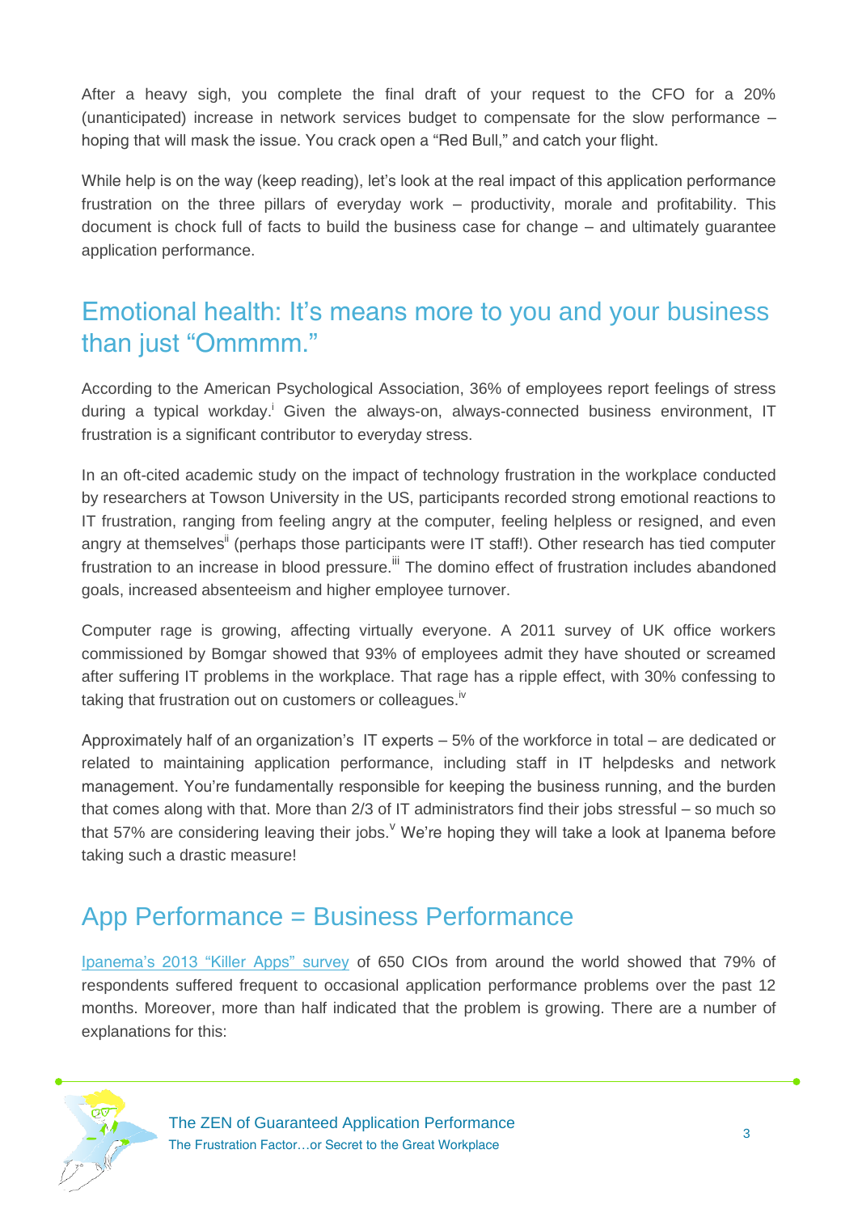After a heavy sigh, you complete the final draft of your request to the CFO for a 20% (unanticipated) increase in network services budget to compensate for the slow performance – hoping that will mask the issue. You crack open a "Red Bull," and catch your flight.

While help is on the way (keep reading), let's look at the real impact of this application performance frustration on the three pillars of everyday work – productivity, morale and profitability. This document is chock full of facts to build the business case for change – and ultimately guarantee application performance.

## Emotional health: It's means more to you and your business than just "Ommmm."

According to the American Psychological Association, 36% of employees report feelings of stress during a typical workday.[i] Given the always-on, always-connected business environment, IT frustration is a significant contributor to everyday stress.

In an oft-cited academic study on the impact of technology frustration in the workplace conducted by researchers at Towson University in the US, participants recorded strong emotional reactions to IT frustration, ranging from feeling angry at the computer, feeling helpless or resigned, and even angry at themselves[ii] (perhaps those participants were IT staff!). Other research has tied computer frustration to an increase in blood pressure.[iii] The domino effect of frustration includes abandoned goals, increased absenteeism and higher employee turnover.

Computer rage is growing, affecting virtually everyone. A 2011 survey of UK office workers commissioned by Bomgar showed that 93% of employees admit they have shouted or screamed after suffering IT problems in the workplace. That rage has a ripple effect, with 30% confessing to taking that frustration out on customers or colleagues.[iv]

Approximately half of an organization's IT experts – 5% of the workforce in total – are dedicated or related to maintaining application performance, including staff in IT helpdesks and network management. You're fundamentally responsible for keeping the business running, and the burden that comes along with that. More than 2/3 of IT administrators find their jobs stressful – so much so that 57% are considering leaving their jobs.[v] We're hoping they will take a look at Ipanema before taking such a drastic measure!

## App Performance = Business Performance

Ipanema's 2013 "Killer Apps" survey of 650 CIOs from around the world showed that 79% of respondents suffered frequent to occasional application performance problems over the past 12 months. Moreover, more than half indicated that the problem is growing. There are a number of explanations for this: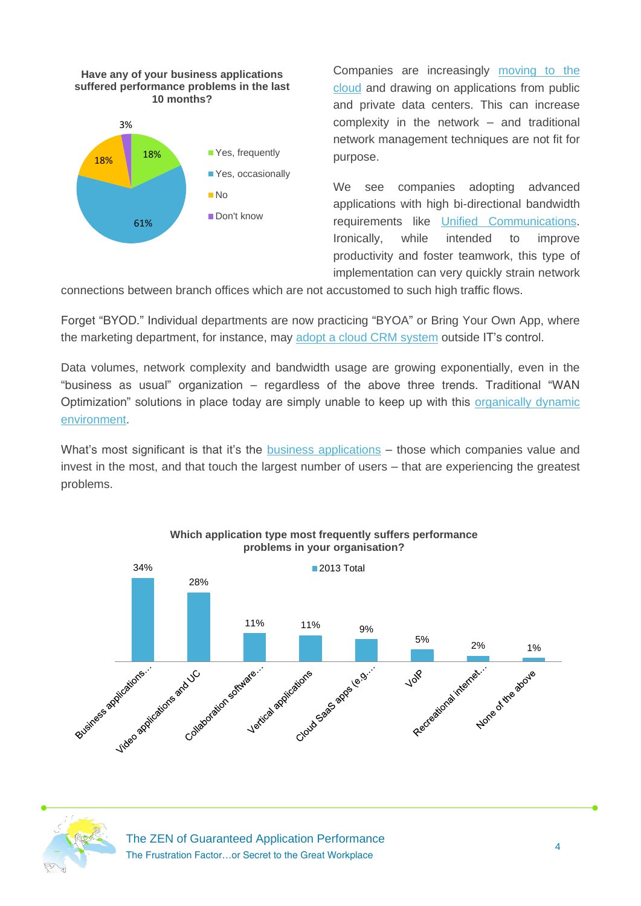**Have any of your business applications suffered performance problems in the last 10 months?**

| Response | Percentage |
| --- | --- |
| Yes, frequently | 18% |
| Yes, occasionally | 61% |
| No | 18% |
| Don't know | 3% |

Companies are increasingly moving to the cloud and drawing on applications from public and private data centers. This can increase complexity in the network – and traditional network management techniques are not fit for purpose.

We see companies adopting advanced applications with high bi-directional bandwidth requirements like Unified Communications. Ironically, while intended to improve productivity and foster teamwork, this type of implementation can very quickly strain network connections between branch offices which are not accustomed to such high traffic flows.

Forget "BYOD." Individual departments are now practicing "BYOA" or Bring Your Own App, where the marketing department, for instance, may adopt a cloud CRM system outside IT's control.

Data volumes, network complexity and bandwidth usage are growing exponentially, even in the "business as usual" organization – regardless of the above three trends. Traditional "WAN Optimization" solutions in place today are simply unable to keep up with this organically dynamic environment.

What's most significant is that it's the business applications – those which companies value and invest in the most, and that touch the largest number of users – that are experiencing the greatest problems.

**Which application type most frequently suffers performance problems in your organisation?**

| Application type | 2013 Total |
| --- | --- |
| Business applications… | 34% |
| Video applications and UC | 28% |
| Collaboration software… | 11% |
| Vertical applications | 11% |
| Cloud SaaS apps (e.g.… | 9% |
| VoIP | 5% |
| Recreational internet… | 2% |
| None of the above | 1% |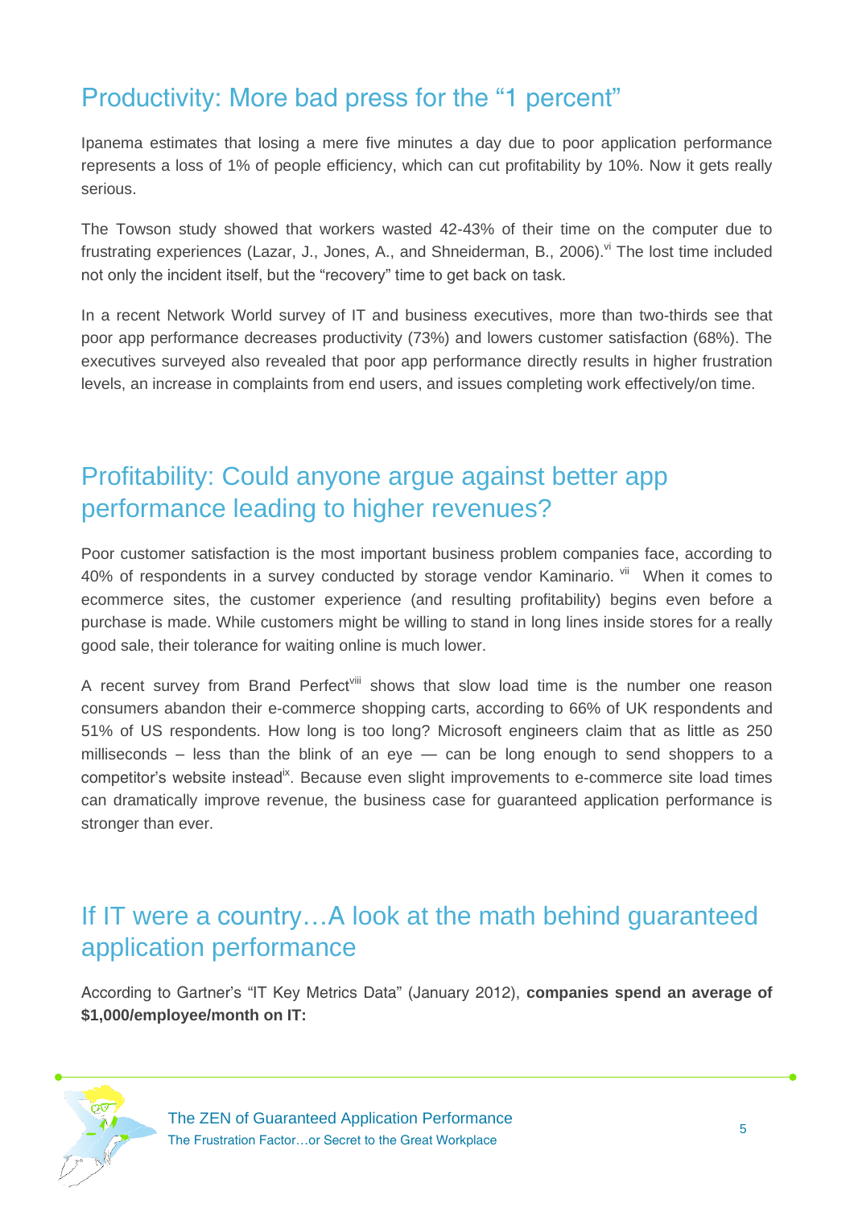## Productivity: More bad press for the "1 percent"

Ipanema estimates that losing a mere five minutes a day due to poor application performance represents a loss of 1% of people efficiency, which can cut profitability by 10%. Now it gets really serious.

The Towson study showed that workers wasted 42-43% of their time on the computer due to frustrating experiences (Lazar, J., Jones, A., and Shneiderman, B., 2006).[vi] The lost time included not only the incident itself, but the "recovery" time to get back on task.

In a recent Network World survey of IT and business executives, more than two-thirds see that poor app performance decreases productivity (73%) and lowers customer satisfaction (68%). The executives surveyed also revealed that poor app performance directly results in higher frustration levels, an increase in complaints from end users, and issues completing work effectively/on time.

## Profitability: Could anyone argue against better app performance leading to higher revenues?

Poor customer satisfaction is the most important business problem companies face, according to 40% of respondents in a survey conducted by storage vendor Kaminario. [vii] When it comes to ecommerce sites, the customer experience (and resulting profitability) begins even before a purchase is made. While customers might be willing to stand in long lines inside stores for a really good sale, their tolerance for waiting online is much lower.

A recent survey from Brand Perfect[viii] shows that slow load time is the number one reason consumers abandon their e-commerce shopping carts, according to 66% of UK respondents and 51% of US respondents. How long is too long? Microsoft engineers claim that as little as 250 milliseconds – less than the blink of an eye — can be long enough to send shoppers to a competitor's website instead[ix]. Because even slight improvements to e-commerce site load times can dramatically improve revenue, the business case for guaranteed application performance is stronger than ever.

## If IT were a country…A look at the math behind guaranteed application performance

According to Gartner's "IT Key Metrics Data" (January 2012), **companies spend an average of $1,000/employee/month on IT:**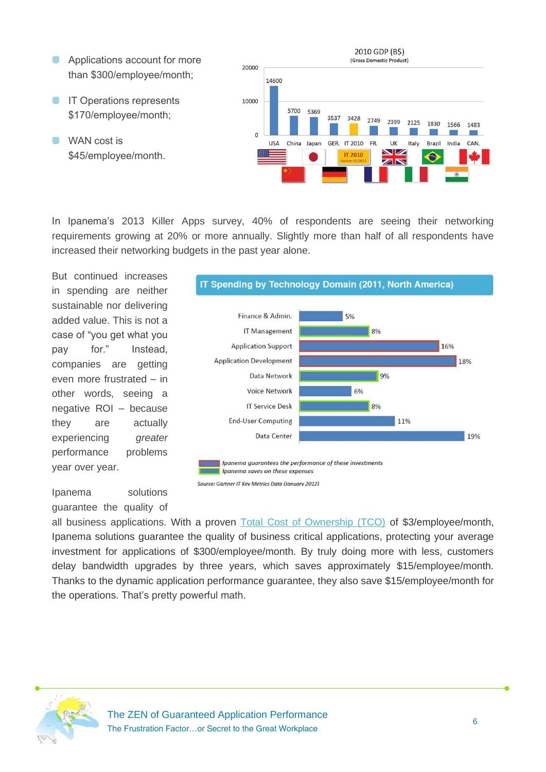- Applications account for more than $300/employee/month;
- IT Operations represents $170/employee/month;
- WAN cost is $45/employee/month.

**2010 GDP (B$)**
(Gross Domestic Product)

| USA | China | Japan | GER. | IT 2010 | FR. | UK | Italy | Brazil | India | CAN. |
|---|---|---|---|---|---|---|---|---|---|---|
| 14600 | 5700 | 5369 | 3537 | 3428 | 2749 | 2399 | 2125 | 1830 | 1566 | 1483 |

In Ipanema's 2013 Killer Apps survey, 40% of respondents are seeing their networking requirements growing at 20% or more annually. Slightly more than half of all respondents have increased their networking budgets in the past year alone.

But continued increases in spending are neither sustainable nor delivering added value. This is not a case of "you get what you pay for." Instead, companies are getting even more frustrated – in other words, seeing a negative ROI – because they are actually experiencing *greater* performance problems year over year.

**IT Spending by Technology Domain (2011, North America)**

| Domain | Share |
|---|---|
| Finance & Admin. | 5% |
| IT Management | 8% |
| Application Support | 16% |
| Application Development | 18% |
| Data Network | 9% |
| Voice Network | 6% |
| IT Service Desk | 8% |
| End-User Computing | 11% |
| Data Center | 19% |

*Ipanema guarantees the performance of these investments*
*Ipanema saves on these expenses*

*Source: Gartner IT Key Metrics Data (January 2012)*

Ipanema solutions guarantee the quality of all business applications. With a proven Total Cost of Ownership (TCO) of $3/employee/month, Ipanema solutions guarantee the quality of business critical applications, protecting your average investment for applications of $300/employee/month. By truly doing more with less, customers delay bandwidth upgrades by three years, which saves approximately $15/employee/month. Thanks to the dynamic application performance guarantee, they also save $15/employee/month for the operations. That's pretty powerful math.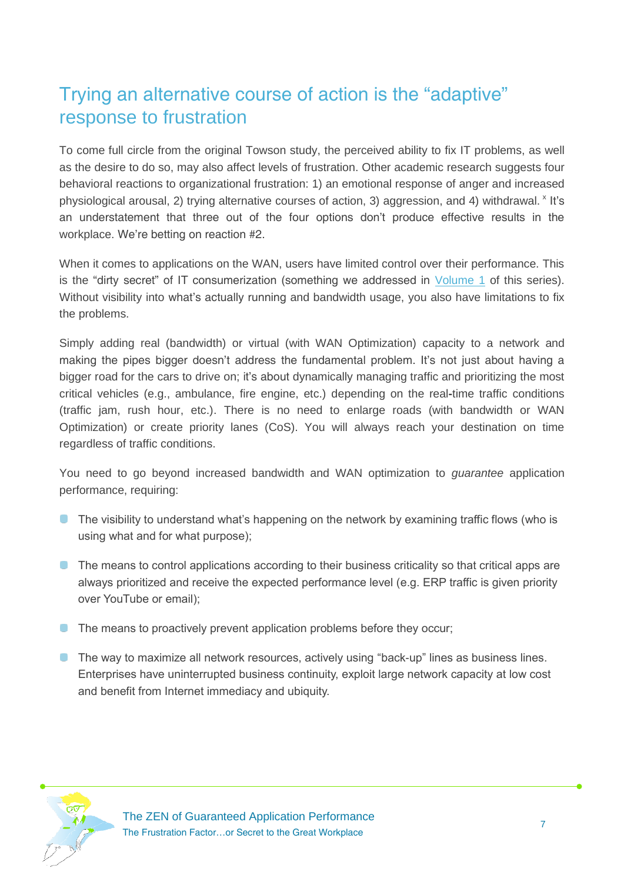## Trying an alternative course of action is the "adaptive" response to frustration

To come full circle from the original Towson study, the perceived ability to fix IT problems, as well as the desire to do so, may also affect levels of frustration. Other academic research suggests four behavioral reactions to organizational frustration: 1) an emotional response of anger and increased physiological arousal, 2) trying alternative courses of action, 3) aggression, and 4) withdrawal. [x] It's an understatement that three out of the four options don't produce effective results in the workplace. We're betting on reaction #2.

When it comes to applications on the WAN, users have limited control over their performance. This is the "dirty secret" of IT consumerization (something we addressed in Volume 1 of this series). Without visibility into what's actually running and bandwidth usage, you also have limitations to fix the problems.

Simply adding real (bandwidth) or virtual (with WAN Optimization) capacity to a network and making the pipes bigger doesn't address the fundamental problem. It's not just about having a bigger road for the cars to drive on; it's about dynamically managing traffic and prioritizing the most critical vehicles (e.g., ambulance, fire engine, etc.) depending on the real-time traffic conditions (traffic jam, rush hour, etc.). There is no need to enlarge roads (with bandwidth or WAN Optimization) or create priority lanes (CoS). You will always reach your destination on time regardless of traffic conditions.

You need to go beyond increased bandwidth and WAN optimization to *guarantee* application performance, requiring:

- The visibility to understand what's happening on the network by examining traffic flows (who is using what and for what purpose);
- The means to control applications according to their business criticality so that critical apps are always prioritized and receive the expected performance level (e.g. ERP traffic is given priority over YouTube or email);
- The means to proactively prevent application problems before they occur;
- The way to maximize all network resources, actively using "back-up" lines as business lines. Enterprises have uninterrupted business continuity, exploit large network capacity at low cost and benefit from Internet immediacy and ubiquity.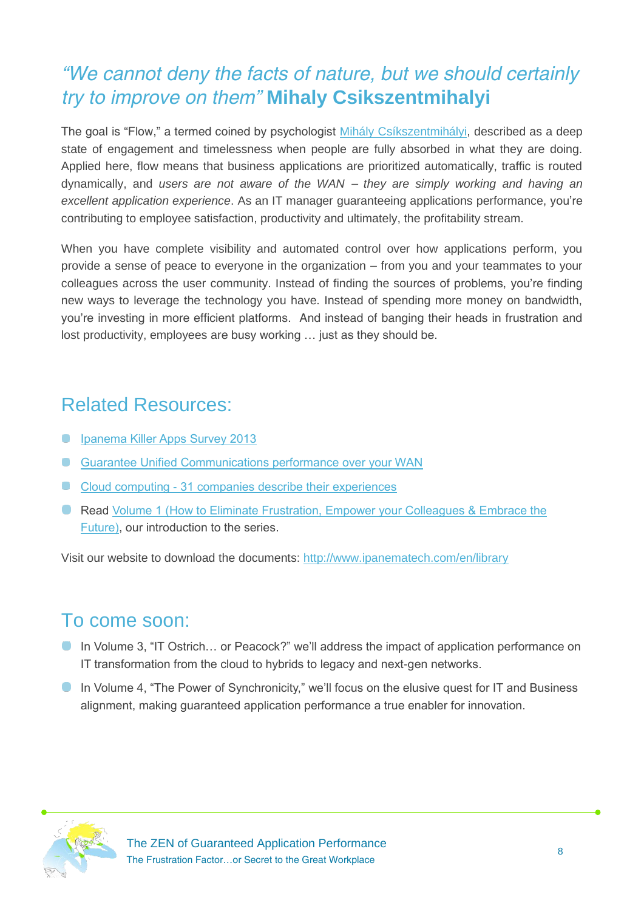## *"We cannot deny the facts of nature, but we should certainly try to improve on them"* **Mihaly Csikszentmihalyi**

The goal is "Flow," a termed coined by psychologist [Mihály Csíkszentmihályi](), described as a deep state of engagement and timelessness when people are fully absorbed in what they are doing. Applied here, flow means that business applications are prioritized automatically, traffic is routed dynamically, and *users are not aware of the WAN – they are simply working and having an excellent application experience*. As an IT manager guaranteeing applications performance, you're contributing to employee satisfaction, productivity and ultimately, the profitability stream.

When you have complete visibility and automated control over how applications perform, you provide a sense of peace to everyone in the organization – from you and your teammates to your colleagues across the user community. Instead of finding the sources of problems, you're finding new ways to leverage the technology you have. Instead of spending more money on bandwidth, you're investing in more efficient platforms. And instead of banging their heads in frustration and lost productivity, employees are busy working … just as they should be.

## Related Resources:

- [Ipanema Killer Apps Survey 2013]()
- [Guarantee Unified Communications performance over your WAN]()
- [Cloud computing - 31 companies describe their experiences]()
- Read [Volume 1 (How to Eliminate Frustration, Empower your Colleagues & Embrace the Future)](), our introduction to the series.

Visit our website to download the documents: [http://www.ipanematech.com/en/library](http://www.ipanematech.com/en/library)

## To come soon:

- In Volume 3, "IT Ostrich… or Peacock?" we'll address the impact of application performance on IT transformation from the cloud to hybrids to legacy and next-gen networks.
- In Volume 4, "The Power of Synchronicity," we'll focus on the elusive quest for IT and Business alignment, making guaranteed application performance a true enabler for innovation.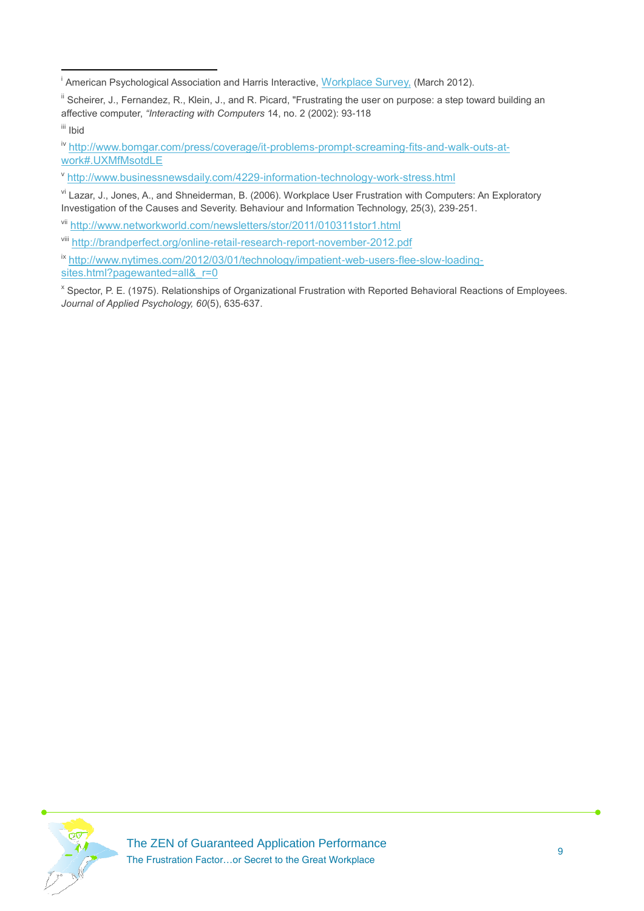[i] American Psychological Association and Harris Interactive, Workplace Survey, (March 2012).

[ii] Scheirer, J., Fernandez, R., Klein, J., and R. Picard, "Frustrating the user on purpose: a step toward building an affective computer, *"Interacting with Computers* 14, no. 2 (2002): 93-118

[iii] Ibid

[iv] http://www.bomgar.com/press/coverage/it-problems-prompt-screaming-fits-and-walk-outs-at-work#.UXMfMsotdLE

[v] http://www.businessnewsdaily.com/4229-information-technology-work-stress.html

[vi] Lazar, J., Jones, A., and Shneiderman, B. (2006). Workplace User Frustration with Computers: An Exploratory Investigation of the Causes and Severity. Behaviour and Information Technology, 25(3), 239-251.

[vii] http://www.networkworld.com/newsletters/stor/2011/010311stor1.html

[viii] http://brandperfect.org/online-retail-research-report-november-2012.pdf

[ix] http://www.nytimes.com/2012/03/01/technology/impatient-web-users-flee-slow-loading-sites.html?pagewanted=all&_r=0

[x] Spector, P. E. (1975). Relationships of Organizational Frustration with Reported Behavioral Reactions of Employees. *Journal of Applied Psychology, 60*(5), 635-637.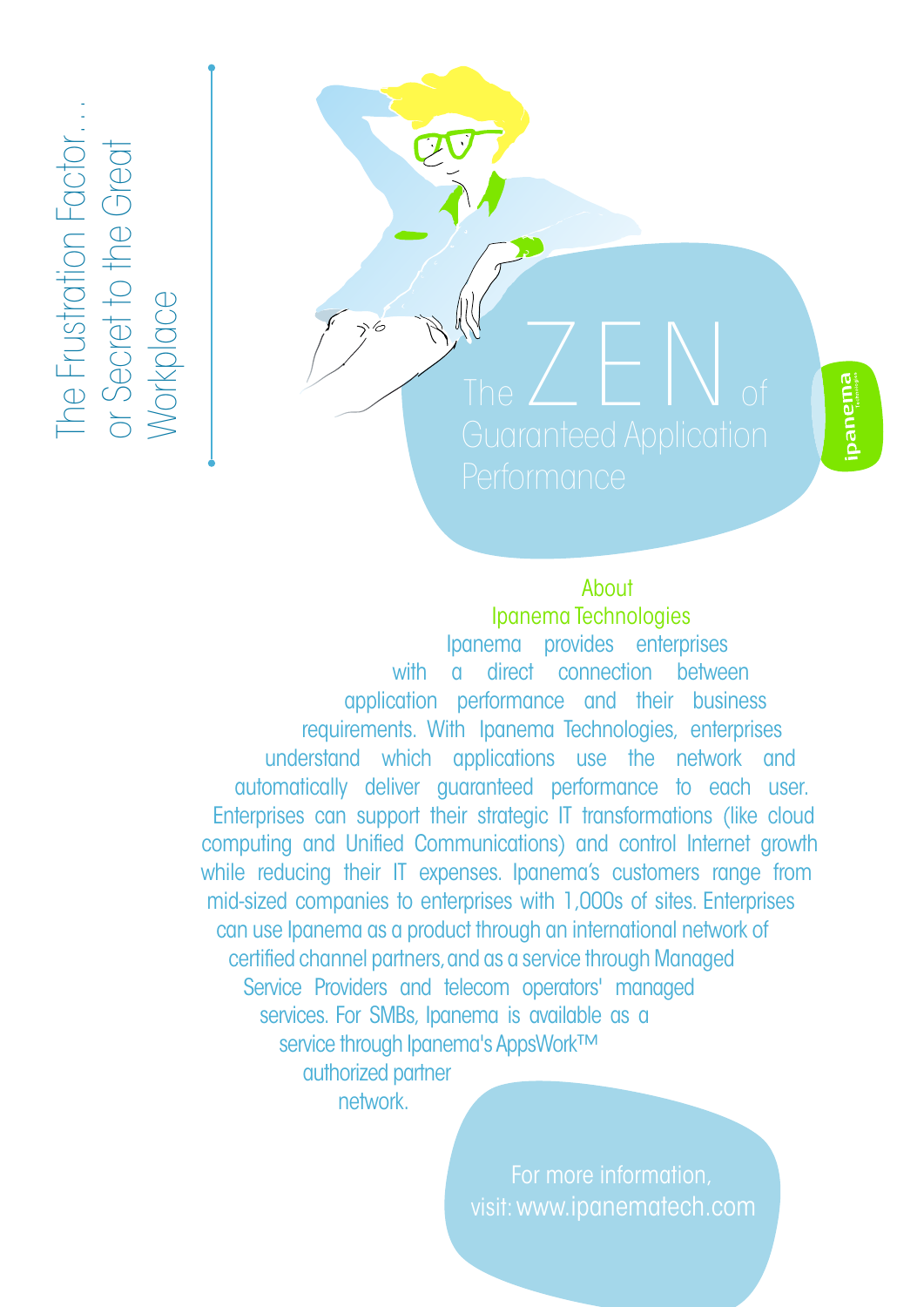The Frustration Factor... or Secret to the Great Workplace

# The ZEN of Guaranteed Application Performance

ipanema Technologies

## About Ipanema Technologies

Ipanema provides enterprises with a direct connection between application performance and their business requirements. With Ipanema Technologies, enterprises understand which applications use the network and automatically deliver guaranteed performance to each user. Enterprises can support their strategic IT transformations (like cloud computing and Unified Communications) and control Internet growth while reducing their IT expenses. Ipanema's customers range from mid-sized companies to enterprises with 1,000s of sites. Enterprises can use Ipanema as a product through an international network of certified channel partners, and as a service through Managed Service Providers and telecom operators' managed services. For SMBs, Ipanema is available as a service through Ipanema's AppsWork™ authorized partner network.

For more information, visit: www.ipanematech.com